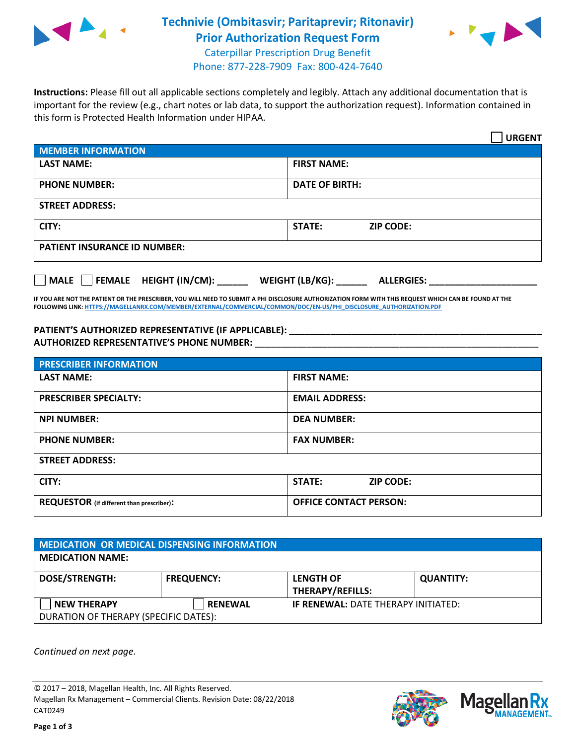# Technivie (Ombitasvir; Paritaprevir; Ritonavir) Prior Authorization Request Form

Caterpillar Prescription Drug Benefit
Phone: 877-228-7909 Fax: 800-424-7640

**Instructions:** Please fill out all applicable sections completely and legibly. Attach any additional documentation that is important for the review (e.g., chart notes or lab data, to support the authorization request). Information contained in this form is Protected Health Information under HIPAA.

☐ **URGENT**

| MEMBER INFORMATION | |
|---|---|
| **LAST NAME:** | **FIRST NAME:** |
| **PHONE NUMBER:** | **DATE OF BIRTH:** |
| **STREET ADDRESS:** | |
| **CITY:** | **STATE:** **ZIP CODE:** |
| **PATIENT INSURANCE ID NUMBER:** | |

☐ **MALE** ☐ **FEMALE** **HEIGHT (IN/CM):** ______ **WEIGHT (LB/KG):** ______ **ALLERGIES:** ____________________

**IF YOU ARE NOT THE PATIENT OR THE PRESCRIBER, YOU WILL NEED TO SUBMIT A PHI DISCLOSURE AUTHORIZATION FORM WITH THIS REQUEST WHICH CAN BE FOUND AT THE FOLLOWING LINK: HTTPS://MAGELLANRX.COM/MEMBER/EXTERNAL/COMMERCIAL/COMMON/DOC/EN-US/PHI_DISCLOSURE_AUTHORIZATION.PDF**

**PATIENT'S AUTHORIZED REPRESENTATIVE (IF APPLICABLE):** ____________________
**AUTHORIZED REPRESENTATIVE'S PHONE NUMBER:** ____________________

| PRESCRIBER INFORMATION | |
|---|---|
| **LAST NAME:** | **FIRST NAME:** |
| **PRESCRIBER SPECIALTY:** | **EMAIL ADDRESS:** |
| **NPI NUMBER:** | **DEA NUMBER:** |
| **PHONE NUMBER:** | **FAX NUMBER:** |
| **STREET ADDRESS:** | |
| **CITY:** | **STATE:** **ZIP CODE:** |
| **REQUESTOR** (if different than prescriber)**:** | **OFFICE CONTACT PERSON:** |

| MEDICATION OR MEDICAL DISPENSING INFORMATION | | | |
|---|---|---|---|
| **MEDICATION NAME:** | | | |
| **DOSE/STRENGTH:** | **FREQUENCY:** | **LENGTH OF THERAPY/REFILLS:** | **QUANTITY:** |
| ☐ **NEW THERAPY** | ☐ **RENEWAL** | **IF RENEWAL:** DATE THERAPY INITIATED: | |
| DURATION OF THERAPY (SPECIFIC DATES): | | | |

*Continued on next page.*

© 2017 – 2018, Magellan Health, Inc. All Rights Reserved.
Magellan Rx Management – Commercial Clients. Revision Date: 08/22/2018
CAT0249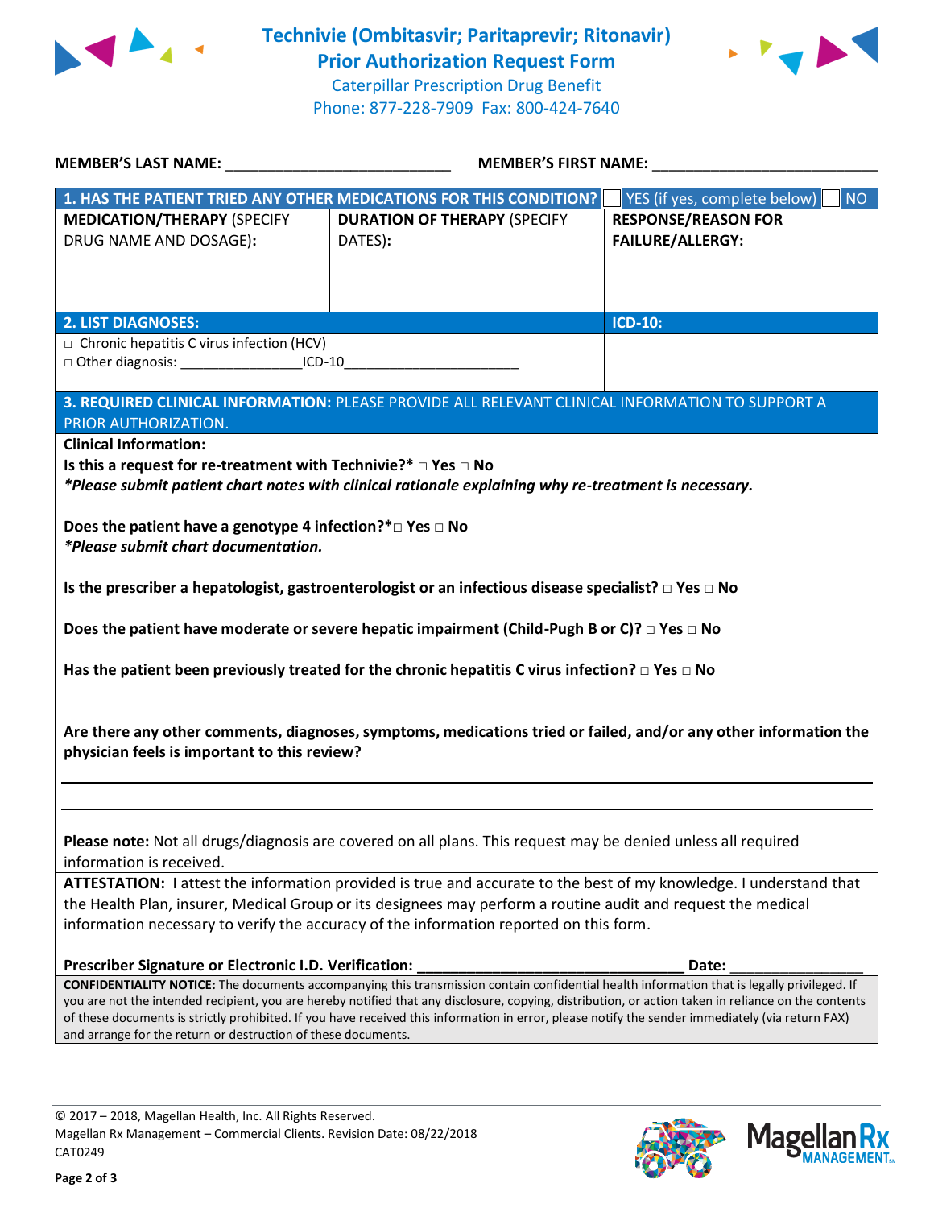# Technivie (Ombitasvir; Paritaprevir; Ritonavir) Prior Authorization Request Form

Caterpillar Prescription Drug Benefit
Phone: 877-228-7909 Fax: 800-424-7640

**MEMBER'S LAST NAME:** ___________________________ **MEMBER'S FIRST NAME:** ___________________________

| **1. HAS THE PATIENT TRIED ANY OTHER MEDICATIONS FOR THIS CONDITION?** | | ☐ YES (if yes, complete below) ☐ NO |
|---|---|---|
| **MEDICATION/THERAPY** (SPECIFY DRUG NAME AND DOSAGE): | **DURATION OF THERAPY** (SPECIFY DATES): | **RESPONSE/REASON FOR FAILURE/ALLERGY:** |
| | | |

| **2. LIST DIAGNOSES:** | **ICD-10:** |
|---|---|
| □ Chronic hepatitis C virus infection (HCV)<br>□ Other diagnosis: ________________ICD-10_______________________ | |

**3. REQUIRED CLINICAL INFORMATION:** PLEASE PROVIDE ALL RELEVANT CLINICAL INFORMATION TO SUPPORT A PRIOR AUTHORIZATION.

**Clinical Information:**

**Is this a request for re-treatment with Technivie?*** □ **Yes** □ **No**
***Please submit patient chart notes with clinical rationale explaining why re-treatment is necessary.***

**Does the patient have a genotype 4 infection?*** □ **Yes** □ **No**
***Please submit chart documentation.***

**Is the prescriber a hepatologist, gastroenterologist or an infectious disease specialist?** □ **Yes** □ **No**

**Does the patient have moderate or severe hepatic impairment (Child-Pugh B or C)?** □ **Yes** □ **No**

**Has the patient been previously treated for the chronic hepatitis C virus infection?** □ **Yes** □ **No**

**Are there any other comments, diagnoses, symptoms, medications tried or failed, and/or any other information the physician feels is important to this review?**

___________________________________________________________________________

___________________________________________________________________________

**Please note:** Not all drugs/diagnosis are covered on all plans. This request may be denied unless all required information is received.

**ATTESTATION:** I attest the information provided is true and accurate to the best of my knowledge. I understand that the Health Plan, insurer, Medical Group or its designees may perform a routine audit and request the medical information necessary to verify the accuracy of the information reported on this form.

**Prescriber Signature or Electronic I.D. Verification:** _________________________________ **Date:** ________________

**CONFIDENTIALITY NOTICE:** The documents accompanying this transmission contain confidential health information that is legally privileged. If you are not the intended recipient, you are hereby notified that any disclosure, copying, distribution, or action taken in reliance on the contents of these documents is strictly prohibited. If you have received this information in error, please notify the sender immediately (via return FAX) and arrange for the return or destruction of these documents.

© 2017 – 2018, Magellan Health, Inc. All Rights Reserved.
Magellan Rx Management – Commercial Clients. Revision Date: 08/22/2018
CAT0249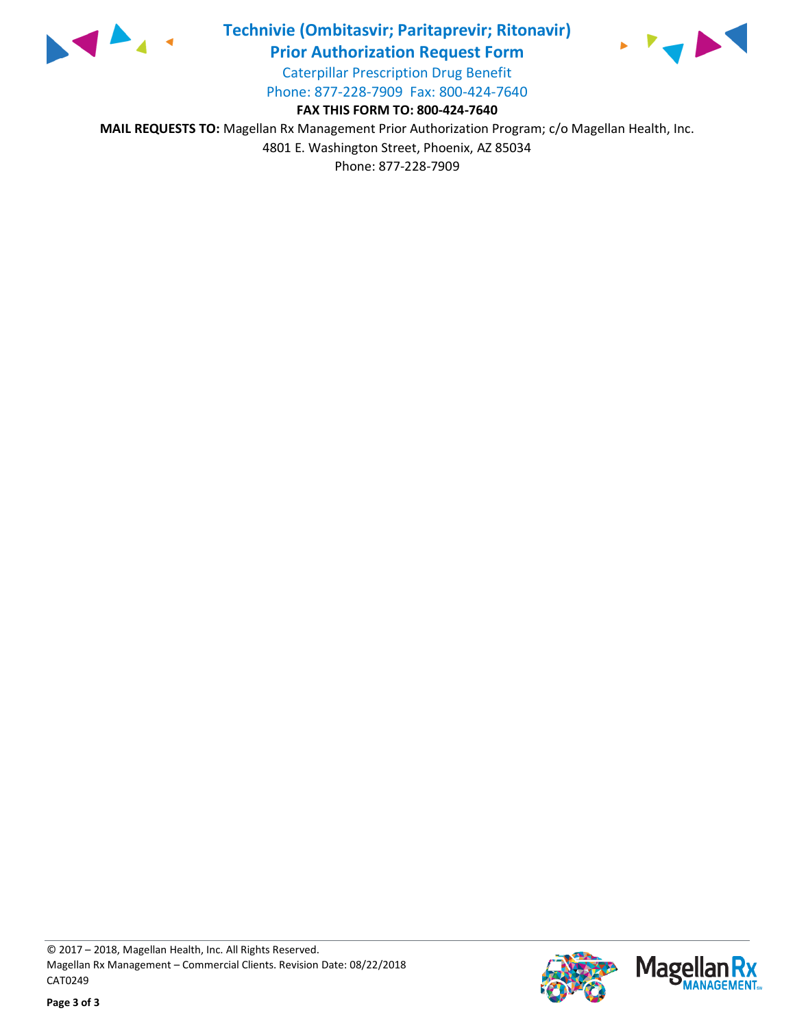# Technivie (Ombitasvir; Paritaprevir; Ritonavir)
# Prior Authorization Request Form

Caterpillar Prescription Drug Benefit

Phone: 877-228-7909 Fax: 800-424-7640

**FAX THIS FORM TO: 800-424-7640**

**MAIL REQUESTS TO:** Magellan Rx Management Prior Authorization Program; c/o Magellan Health, Inc.
4801 E. Washington Street, Phoenix, AZ 85034
Phone: 877-228-7909

© 2017 – 2018, Magellan Health, Inc. All Rights Reserved.
Magellan Rx Management – Commercial Clients. Revision Date: 08/22/2018
CAT0249